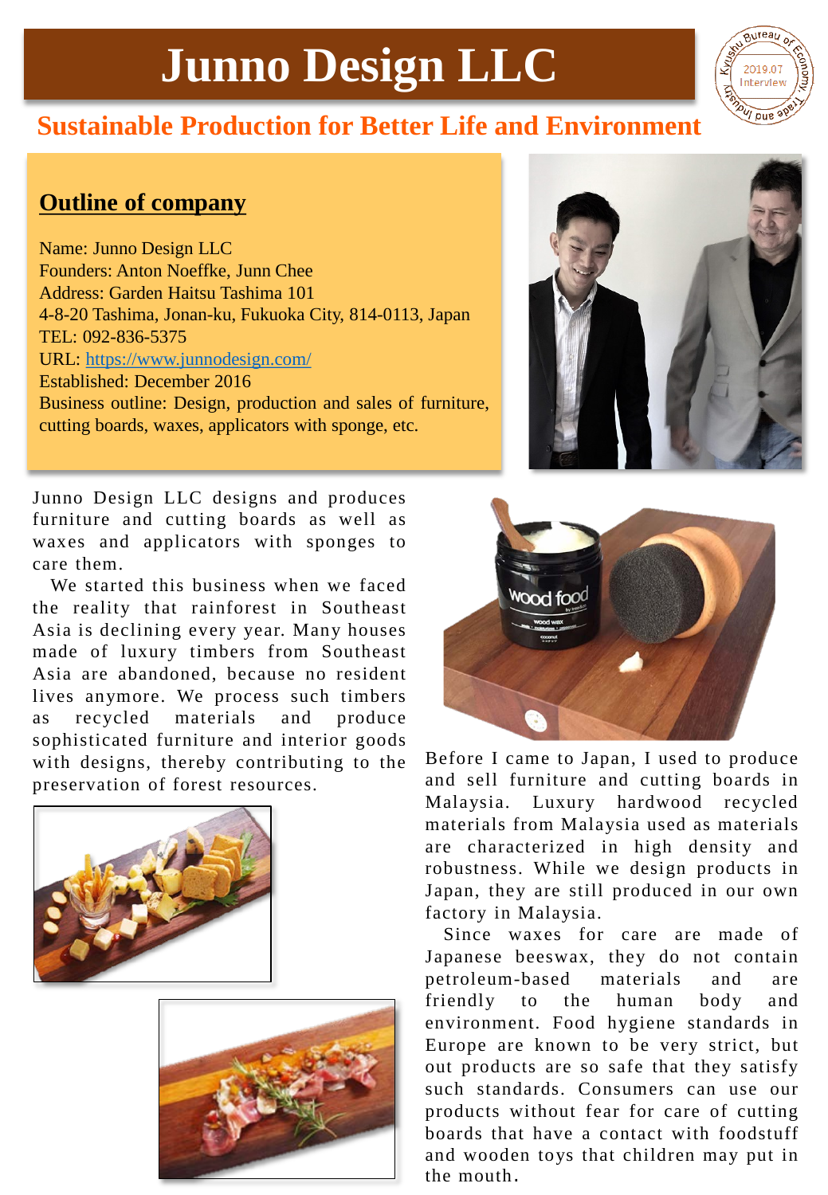# Junno Design LLC

Kyushu Bureau of Economy, Trade and Industry 2019.07 Interview

## Sustainable Production for Better Life and Environment

### Outline of company

Name: Junno Design LLC
Founders: Anton Noeffke, Junn Chee
Address: Garden Haitsu Tashima 101
4-8-20 Tashima, Jonan-ku, Fukuoka City, 814-0113, Japan
TEL: 092-836-5375
URL: https://www.junnodesign.com/
Established: December 2016
Business outline: Design, production and sales of furniture, cutting boards, waxes, applicators with sponge, etc.

Junno Design LLC designs and produces furniture and cutting boards as well as waxes and applicators with sponges to care them.

We started this business when we faced the reality that rainforest in Southeast Asia is declining every year. Many houses made of luxury timbers from Southeast Asia are abandoned, because no resident lives anymore. We process such timbers as recycled materials and produce sophisticated furniture and interior goods with designs, thereby contributing to the preservation of forest resources.

Before I came to Japan, I used to produce and sell furniture and cutting boards in Malaysia. Luxury hardwood recycled materials from Malaysia used as materials are characterized in high density and robustness. While we design products in Japan, they are still produced in our own factory in Malaysia.

Since waxes for care are made of Japanese beeswax, they do not contain petroleum-based materials and are friendly to the human body and environment. Food hygiene standards in Europe are known to be very strict, but out products are so safe that they satisfy such standards. Consumers can use our products without fear for care of cutting boards that have a contact with foodstuff and wooden toys that children may put in the mouth.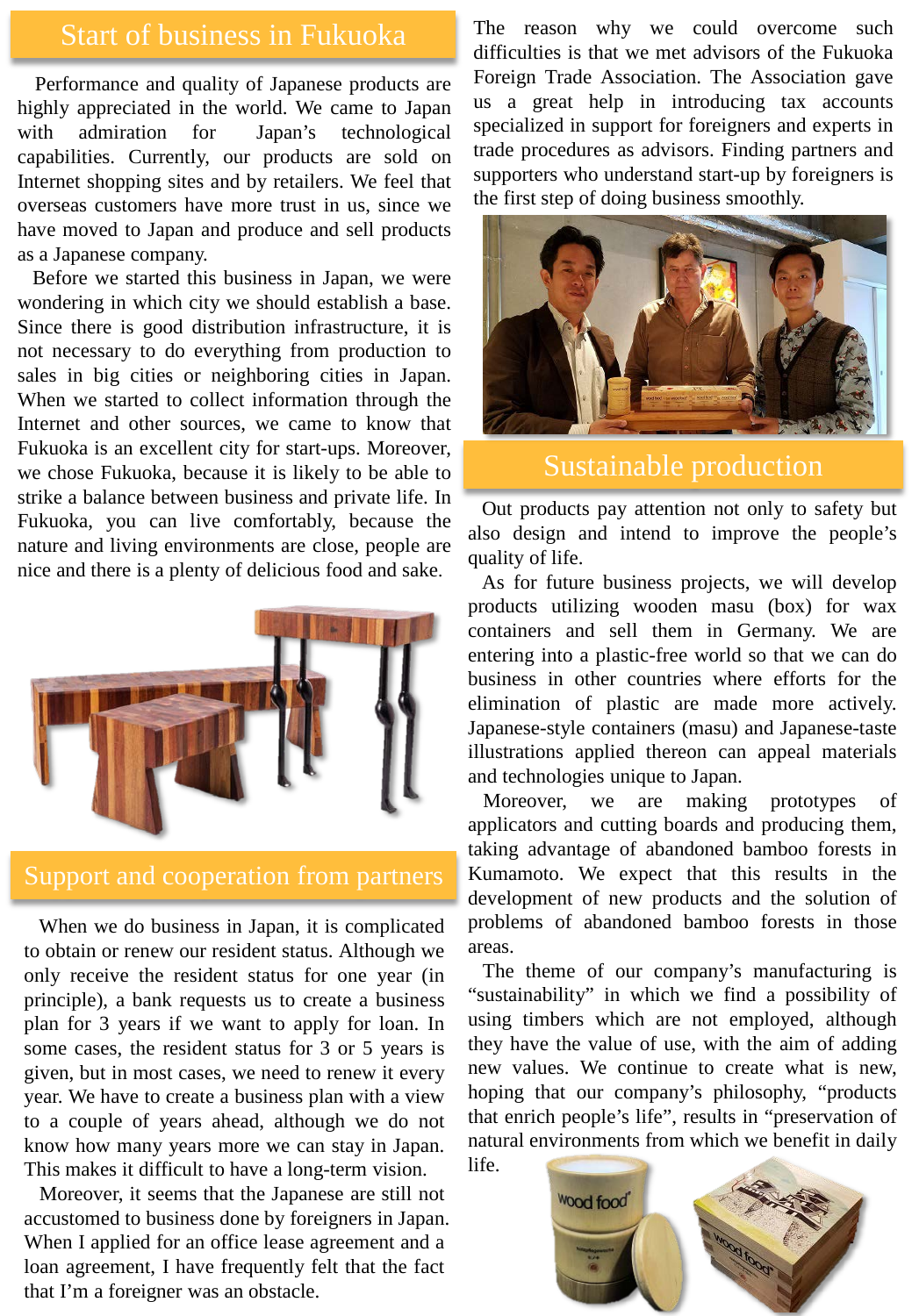## Start of business in Fukuoka

Performance and quality of Japanese products are highly appreciated in the world. We came to Japan with admiration for Japan's technological capabilities. Currently, our products are sold on Internet shopping sites and by retailers. We feel that overseas customers have more trust in us, since we have moved to Japan and produce and sell products as a Japanese company.

Before we started this business in Japan, we were wondering in which city we should establish a base. Since there is good distribution infrastructure, it is not necessary to do everything from production to sales in big cities or neighboring cities in Japan. When we started to collect information through the Internet and other sources, we came to know that Fukuoka is an excellent city for start-ups. Moreover, we chose Fukuoka, because it is likely to be able to strike a balance between business and private life. In Fukuoka, you can live comfortably, because the nature and living environments are close, people are nice and there is a plenty of delicious food and sake.

## Support and cooperation from partners

When we do business in Japan, it is complicated to obtain or renew our resident status. Although we only receive the resident status for one year (in principle), a bank requests us to create a business plan for 3 years if we want to apply for loan. In some cases, the resident status for 3 or 5 years is given, but in most cases, we need to renew it every year. We have to create a business plan with a view to a couple of years ahead, although we do not know how many years more we can stay in Japan. This makes it difficult to have a long-term vision.

Moreover, it seems that the Japanese are still not accustomed to business done by foreigners in Japan. When I applied for an office lease agreement and a loan agreement, I have frequently felt that the fact that I'm a foreigner was an obstacle.

The reason why we could overcome such difficulties is that we met advisors of the Fukuoka Foreign Trade Association. The Association gave us a great help in introducing tax accounts specialized in support for foreigners and experts in trade procedures as advisors. Finding partners and supporters who understand start-up by foreigners is the first step of doing business smoothly.

## Sustainable production

Out products pay attention not only to safety but also design and intend to improve the people's quality of life.

As for future business projects, we will develop products utilizing wooden masu (box) for wax containers and sell them in Germany. We are entering into a plastic-free world so that we can do business in other countries where efforts for the elimination of plastic are made more actively. Japanese-style containers (masu) and Japanese-taste illustrations applied thereon can appeal materials and technologies unique to Japan.

Moreover, we are making prototypes of applicators and cutting boards and producing them, taking advantage of abandoned bamboo forests in Kumamoto. We expect that this results in the development of new products and the solution of problems of abandoned bamboo forests in those areas.

The theme of our company's manufacturing is "sustainability" in which we find a possibility of using timbers which are not employed, although they have the value of use, with the aim of adding new values. We continue to create what is new, hoping that our company's philosophy, "products that enrich people's life", results in "preservation of natural environments from which we benefit in daily life.